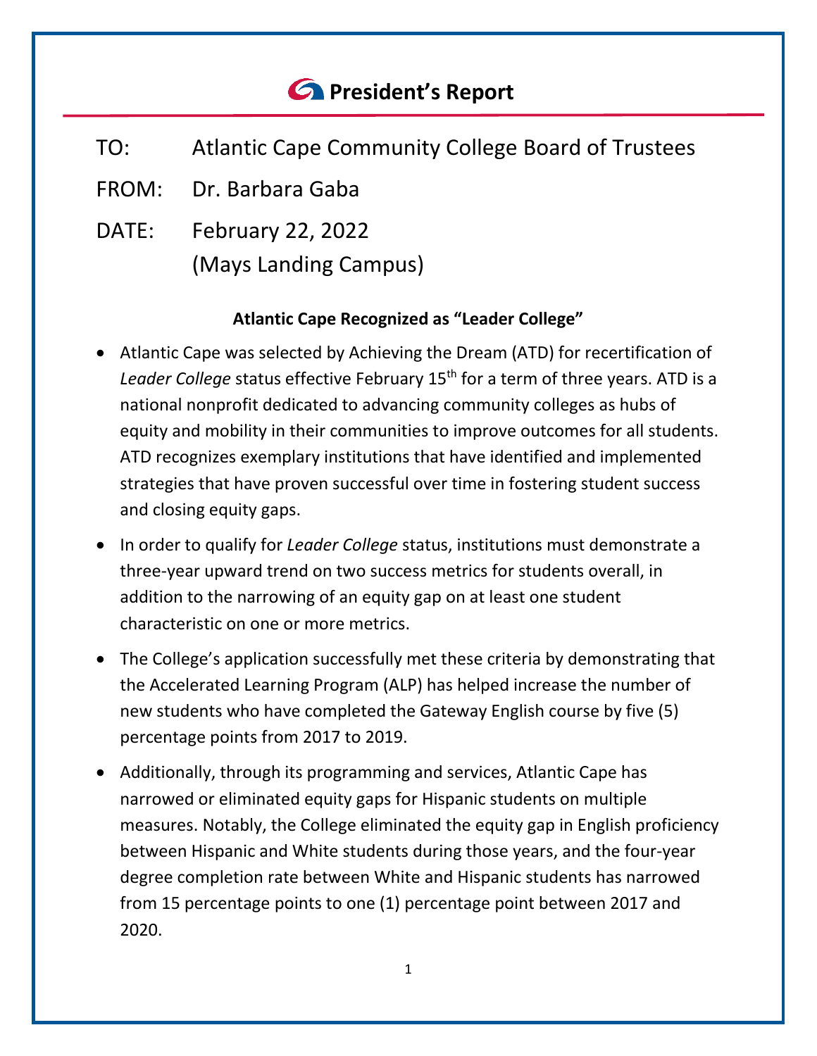# President's Report

TO: Atlantic Cape Community College Board of Trustees

FROM: Dr. Barbara Gaba

DATE: February 22, 2022
(Mays Landing Campus)

### Atlantic Cape Recognized as "Leader College"

- Atlantic Cape was selected by Achieving the Dream (ATD) for recertification of *Leader College* status effective February 15th for a term of three years. ATD is a national nonprofit dedicated to advancing community colleges as hubs of equity and mobility in their communities to improve outcomes for all students. ATD recognizes exemplary institutions that have identified and implemented strategies that have proven successful over time in fostering student success and closing equity gaps.
- In order to qualify for *Leader College* status, institutions must demonstrate a three-year upward trend on two success metrics for students overall, in addition to the narrowing of an equity gap on at least one student characteristic on one or more metrics.
- The College's application successfully met these criteria by demonstrating that the Accelerated Learning Program (ALP) has helped increase the number of new students who have completed the Gateway English course by five (5) percentage points from 2017 to 2019.
- Additionally, through its programming and services, Atlantic Cape has narrowed or eliminated equity gaps for Hispanic students on multiple measures. Notably, the College eliminated the equity gap in English proficiency between Hispanic and White students during those years, and the four-year degree completion rate between White and Hispanic students has narrowed from 15 percentage points to one (1) percentage point between 2017 and 2020.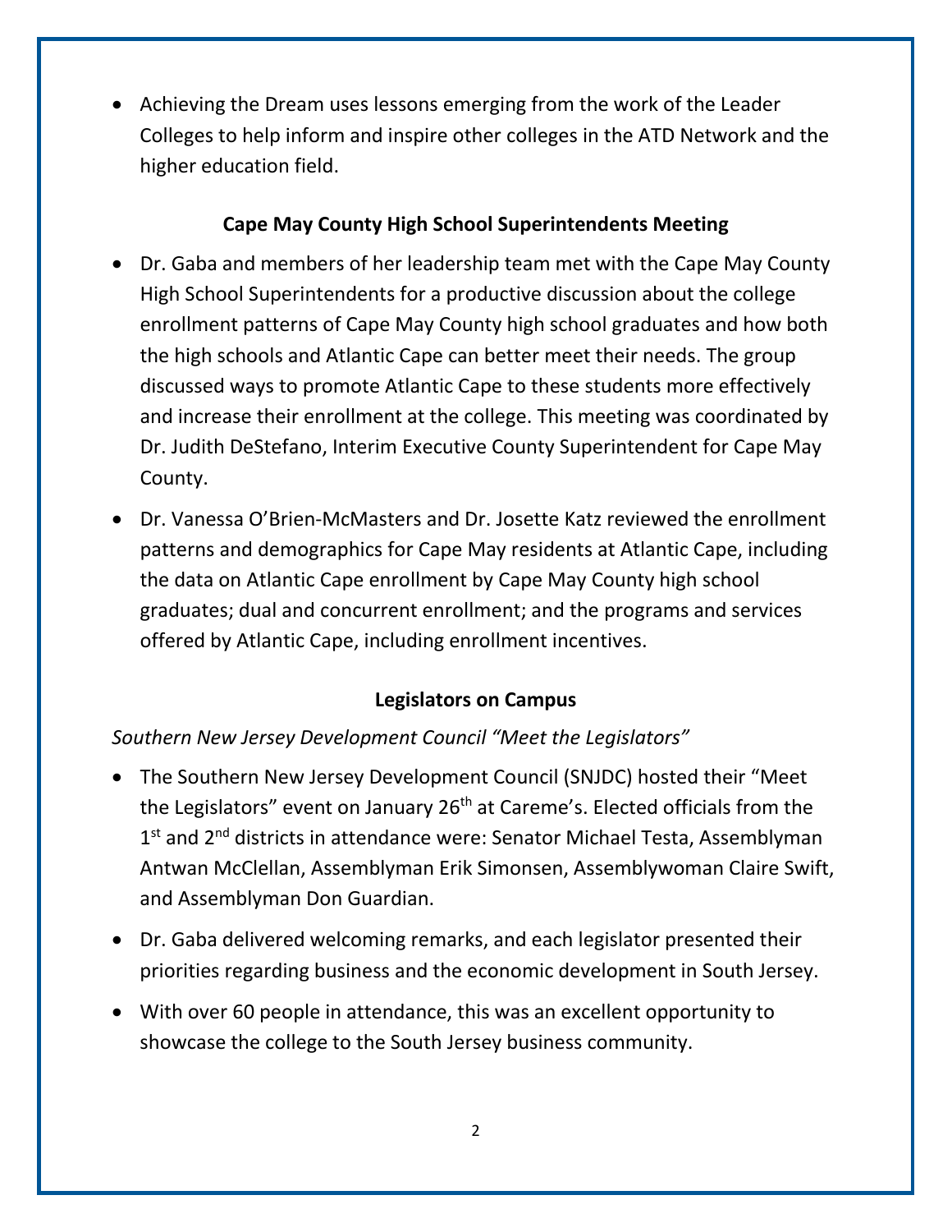- Achieving the Dream uses lessons emerging from the work of the Leader Colleges to help inform and inspire other colleges in the ATD Network and the higher education field.

## Cape May County High School Superintendents Meeting

- Dr. Gaba and members of her leadership team met with the Cape May County High School Superintendents for a productive discussion about the college enrollment patterns of Cape May County high school graduates and how both the high schools and Atlantic Cape can better meet their needs. The group discussed ways to promote Atlantic Cape to these students more effectively and increase their enrollment at the college. This meeting was coordinated by Dr. Judith DeStefano, Interim Executive County Superintendent for Cape May County.
- Dr. Vanessa O'Brien-McMasters and Dr. Josette Katz reviewed the enrollment patterns and demographics for Cape May residents at Atlantic Cape, including the data on Atlantic Cape enrollment by Cape May County high school graduates; dual and concurrent enrollment; and the programs and services offered by Atlantic Cape, including enrollment incentives.

## Legislators on Campus

*Southern New Jersey Development Council "Meet the Legislators"*

- The Southern New Jersey Development Council (SNJDC) hosted their "Meet the Legislators" event on January 26th at Careme's. Elected officials from the 1st and 2nd districts in attendance were: Senator Michael Testa, Assemblyman Antwan McClellan, Assemblyman Erik Simonsen, Assemblywoman Claire Swift, and Assemblyman Don Guardian.
- Dr. Gaba delivered welcoming remarks, and each legislator presented their priorities regarding business and the economic development in South Jersey.
- With over 60 people in attendance, this was an excellent opportunity to showcase the college to the South Jersey business community.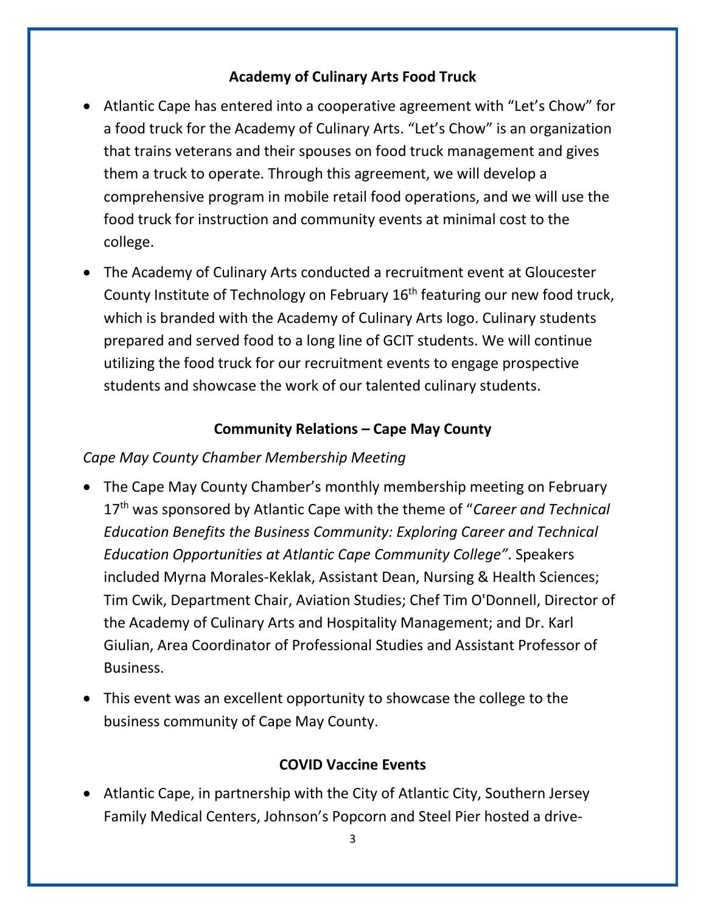## Academy of Culinary Arts Food Truck

- Atlantic Cape has entered into a cooperative agreement with "Let's Chow" for a food truck for the Academy of Culinary Arts. "Let's Chow" is an organization that trains veterans and their spouses on food truck management and gives them a truck to operate. Through this agreement, we will develop a comprehensive program in mobile retail food operations, and we will use the food truck for instruction and community events at minimal cost to the college.
- The Academy of Culinary Arts conducted a recruitment event at Gloucester County Institute of Technology on February 16th featuring our new food truck, which is branded with the Academy of Culinary Arts logo. Culinary students prepared and served food to a long line of GCIT students. We will continue utilizing the food truck for our recruitment events to engage prospective students and showcase the work of our talented culinary students.

## Community Relations – Cape May County

*Cape May County Chamber Membership Meeting*

- The Cape May County Chamber's monthly membership meeting on February 17th was sponsored by Atlantic Cape with the theme of "*Career and Technical Education Benefits the Business Community: Exploring Career and Technical Education Opportunities at Atlantic Cape Community College"*. Speakers included Myrna Morales-Keklak, Assistant Dean, Nursing & Health Sciences; Tim Cwik, Department Chair, Aviation Studies; Chef Tim O'Donnell, Director of the Academy of Culinary Arts and Hospitality Management; and Dr. Karl Giulian, Area Coordinator of Professional Studies and Assistant Professor of Business.
- This event was an excellent opportunity to showcase the college to the business community of Cape May County.

## COVID Vaccine Events

- Atlantic Cape, in partnership with the City of Atlantic City, Southern Jersey Family Medical Centers, Johnson's Popcorn and Steel Pier hosted a drive-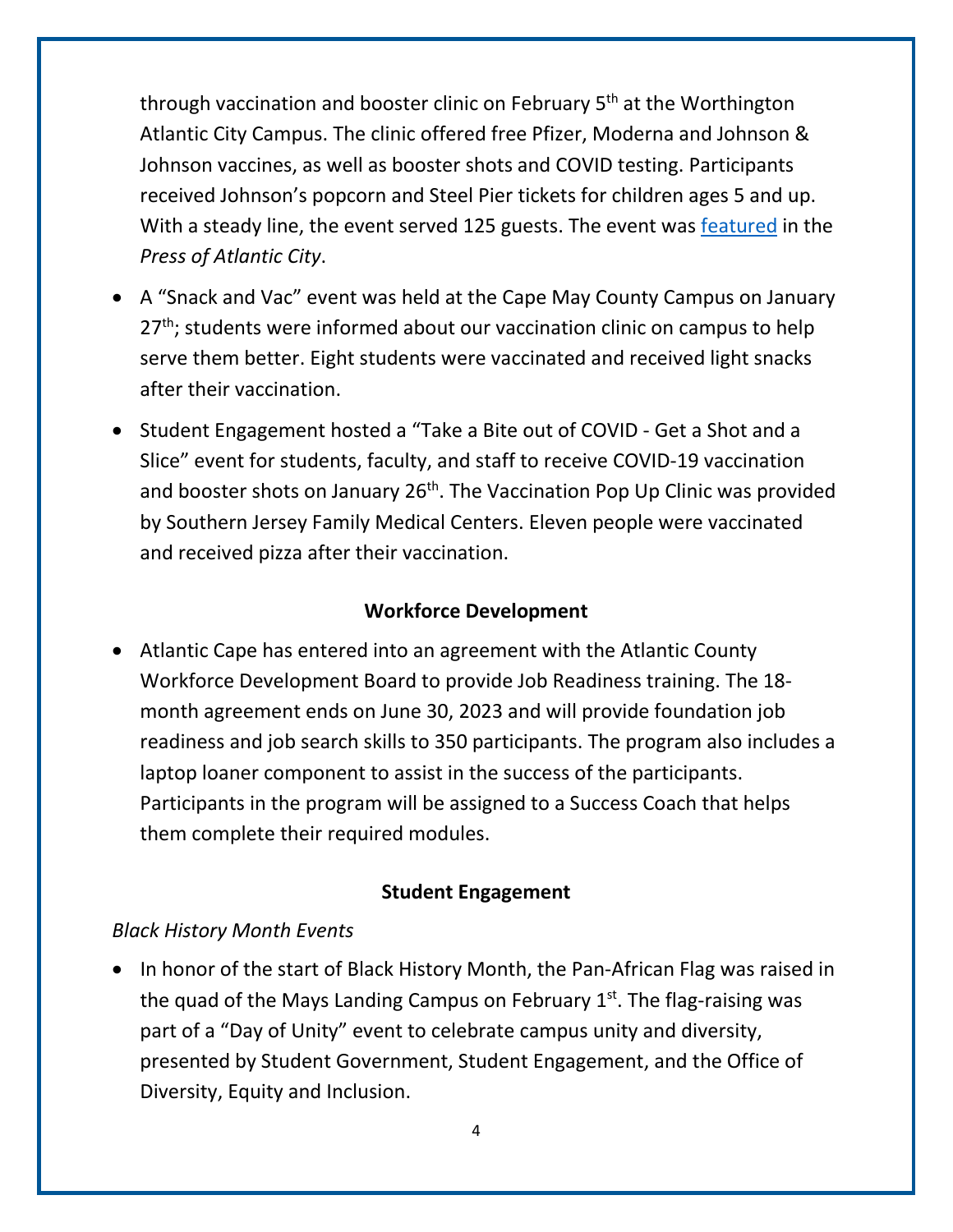through vaccination and booster clinic on February 5th at the Worthington Atlantic City Campus. The clinic offered free Pfizer, Moderna and Johnson & Johnson vaccines, as well as booster shots and COVID testing. Participants received Johnson's popcorn and Steel Pier tickets for children ages 5 and up. With a steady line, the event served 125 guests. The event was featured in the *Press of Atlantic City*.

- A "Snack and Vac" event was held at the Cape May County Campus on January 27th; students were informed about our vaccination clinic on campus to help serve them better. Eight students were vaccinated and received light snacks after their vaccination.
- Student Engagement hosted a "Take a Bite out of COVID - Get a Shot and a Slice" event for students, faculty, and staff to receive COVID-19 vaccination and booster shots on January 26th. The Vaccination Pop Up Clinic was provided by Southern Jersey Family Medical Centers. Eleven people were vaccinated and received pizza after their vaccination.

**Workforce Development**

- Atlantic Cape has entered into an agreement with the Atlantic County Workforce Development Board to provide Job Readiness training. The 18-month agreement ends on June 30, 2023 and will provide foundation job readiness and job search skills to 350 participants. The program also includes a laptop loaner component to assist in the success of the participants. Participants in the program will be assigned to a Success Coach that helps them complete their required modules.

**Student Engagement**

*Black History Month Events*

- In honor of the start of Black History Month, the Pan-African Flag was raised in the quad of the Mays Landing Campus on February 1st. The flag-raising was part of a "Day of Unity" event to celebrate campus unity and diversity, presented by Student Government, Student Engagement, and the Office of Diversity, Equity and Inclusion.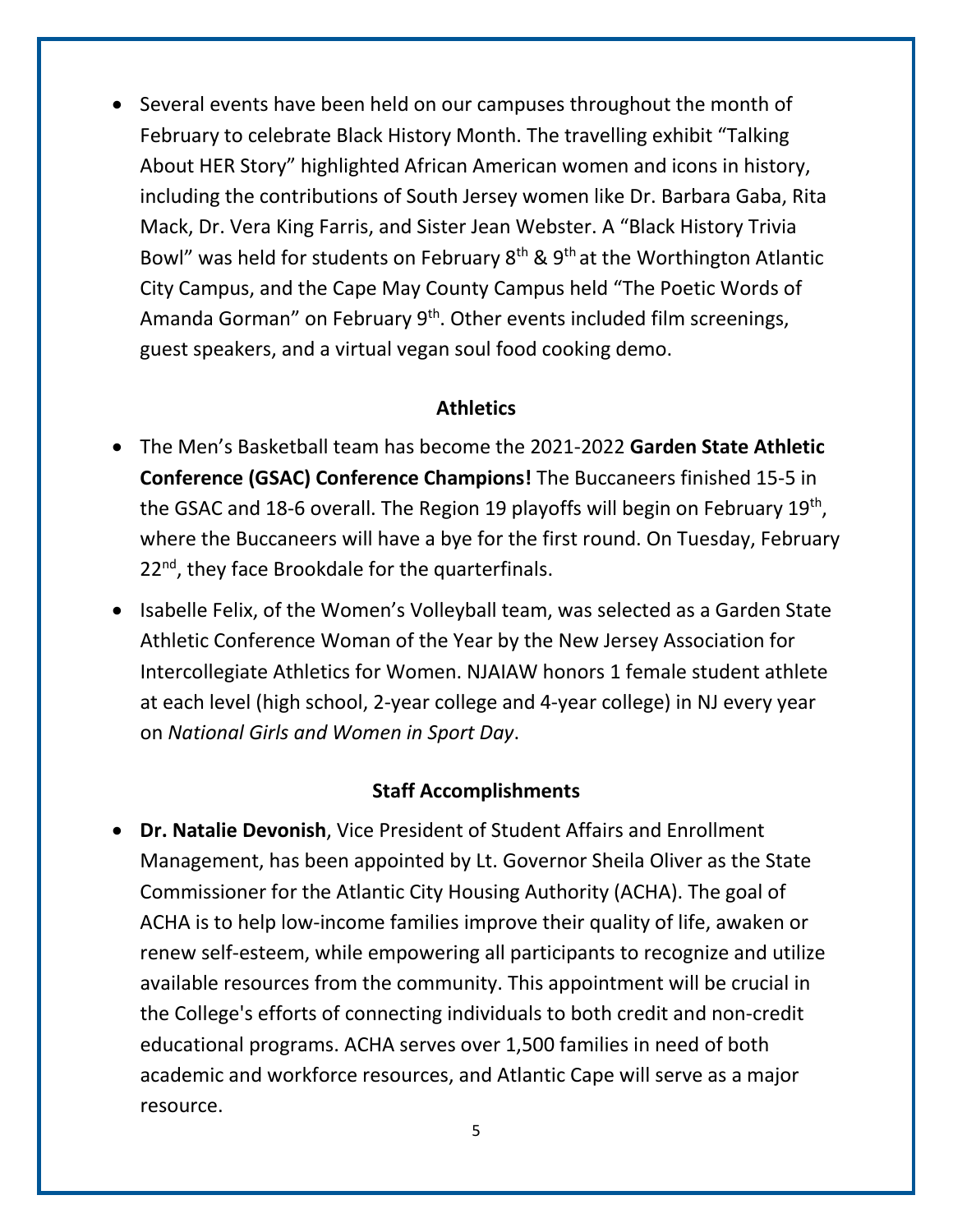- Several events have been held on our campuses throughout the month of February to celebrate Black History Month. The travelling exhibit “Talking About HER Story” highlighted African American women and icons in history, including the contributions of South Jersey women like Dr. Barbara Gaba, Rita Mack, Dr. Vera King Farris, and Sister Jean Webster. A “Black History Trivia Bowl” was held for students on February 8th & 9th at the Worthington Atlantic City Campus, and the Cape May County Campus held “The Poetic Words of Amanda Gorman” on February 9th. Other events included film screenings, guest speakers, and a virtual vegan soul food cooking demo.

## Athletics

- The Men’s Basketball team has become the 2021-2022 **Garden State Athletic Conference (GSAC) Conference Champions!** The Buccaneers finished 15-5 in the GSAC and 18-6 overall. The Region 19 playoffs will begin on February 19th, where the Buccaneers will have a bye for the first round. On Tuesday, February 22nd, they face Brookdale for the quarterfinals.
- Isabelle Felix, of the Women’s Volleyball team, was selected as a Garden State Athletic Conference Woman of the Year by the New Jersey Association for Intercollegiate Athletics for Women. NJAIAW honors 1 female student athlete at each level (high school, 2-year college and 4-year college) in NJ every year on *National Girls and Women in Sport Day*.

## Staff Accomplishments

- **Dr. Natalie Devonish**, Vice President of Student Affairs and Enrollment Management, has been appointed by Lt. Governor Sheila Oliver as the State Commissioner for the Atlantic City Housing Authority (ACHA). The goal of ACHA is to help low-income families improve their quality of life, awaken or renew self-esteem, while empowering all participants to recognize and utilize available resources from the community. This appointment will be crucial in the College's efforts of connecting individuals to both credit and non-credit educational programs. ACHA serves over 1,500 families in need of both academic and workforce resources, and Atlantic Cape will serve as a major resource.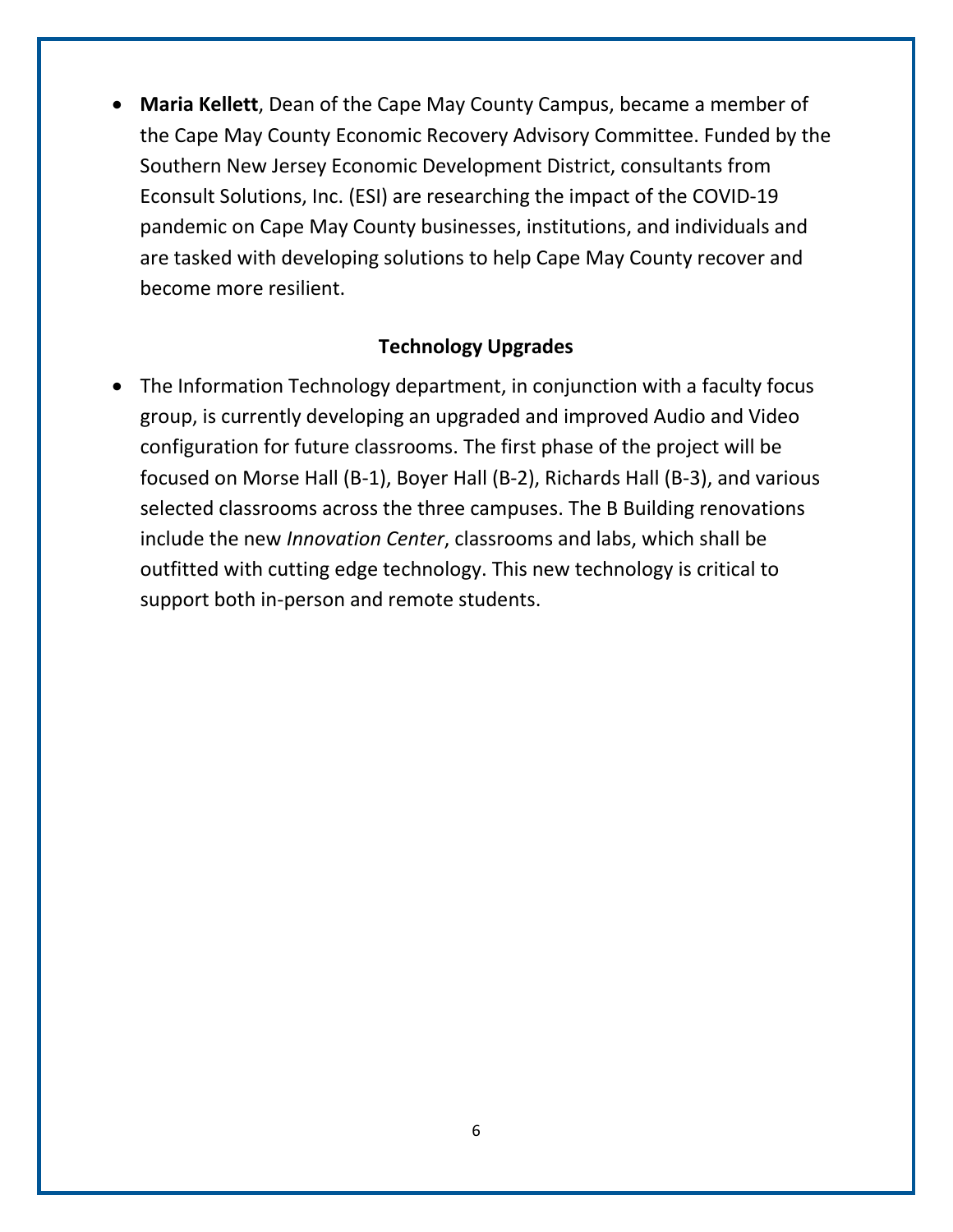- **Maria Kellett**, Dean of the Cape May County Campus, became a member of the Cape May County Economic Recovery Advisory Committee. Funded by the Southern New Jersey Economic Development District, consultants from Econsult Solutions, Inc. (ESI) are researching the impact of the COVID-19 pandemic on Cape May County businesses, institutions, and individuals and are tasked with developing solutions to help Cape May County recover and become more resilient.

## Technology Upgrades

- The Information Technology department, in conjunction with a faculty focus group, is currently developing an upgraded and improved Audio and Video configuration for future classrooms. The first phase of the project will be focused on Morse Hall (B-1), Boyer Hall (B-2), Richards Hall (B-3), and various selected classrooms across the three campuses. The B Building renovations include the new *Innovation Center*, classrooms and labs, which shall be outfitted with cutting edge technology. This new technology is critical to support both in-person and remote students.